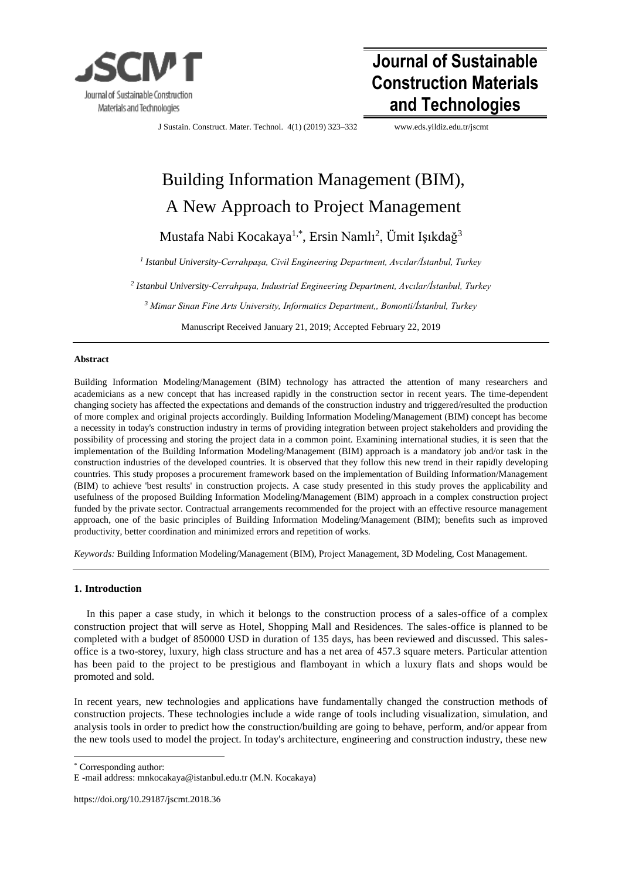# Building Information Management (BIM), A New Approach to Project Management

Mustafa Nabi Kocakaya[1,*], Ersin Namlı[2], Ümit Işıkdağ[3]

[1] *Istanbul University-Cerrahpaşa, Civil Engineering Department, Avcılar/İstanbul, Turkey*

[2] *Istanbul University-Cerrahpaşa, Industrial Engineering Department, Avcılar/İstanbul, Turkey*

[3] *Mimar Sinan Fine Arts University, Informatics Department,, Bomonti/İstanbul, Turkey*

Manuscript Received January 21, 2019; Accepted February 22, 2019

**Abstract**

Building Information Modeling/Management (BIM) technology has attracted the attention of many researchers and academicians as a new concept that has increased rapidly in the construction sector in recent years. The time-dependent changing society has affected the expectations and demands of the construction industry and triggered/resulted the production of more complex and original projects accordingly. Building Information Modeling/Management (BIM) concept has become a necessity in today's construction industry in terms of providing integration between project stakeholders and providing the possibility of processing and storing the project data in a common point. Examining international studies, it is seen that the implementation of the Building Information Modeling/Management (BIM) approach is a mandatory job and/or task in the construction industries of the developed countries. It is observed that they follow this new trend in their rapidly developing countries. This study proposes a procurement framework based on the implementation of Building Information/Management (BIM) to achieve 'best results' in construction projects. A case study presented in this study proves the applicability and usefulness of the proposed Building Information Modeling/Management (BIM) approach in a complex construction project funded by the private sector. Contractual arrangements recommended for the project with an effective resource management approach, one of the basic principles of Building Information Modeling/Management (BIM); benefits such as improved productivity, better coordination and minimized errors and repetition of works.

*Keywords:* Building Information Modeling/Management (BIM), Project Management, 3D Modeling, Cost Management.

## 1. Introduction

In this paper a case study, in which it belongs to the construction process of a sales-office of a complex construction project that will serve as Hotel, Shopping Mall and Residences. The sales-office is planned to be completed with a budget of 850000 USD in duration of 135 days, has been reviewed and discussed. This sales-office is a two-storey, luxury, high class structure and has a net area of 457.3 square meters. Particular attention has been paid to the project to be prestigious and flamboyant in which a luxury flats and shops would be promoted and sold.

In recent years, new technologies and applications have fundamentally changed the construction methods of construction projects. These technologies include a wide range of tools including visualization, simulation, and analysis tools in order to predict how the construction/building are going to behave, perform, and/or appear from the new tools used to model the project. In today's architecture, engineering and construction industry, these new

---

* Corresponding author:
E -mail address: mnkocakaya@istanbul.edu.tr (M.N. Kocakaya)

https://doi.org/10.29187/jscmt.2018.36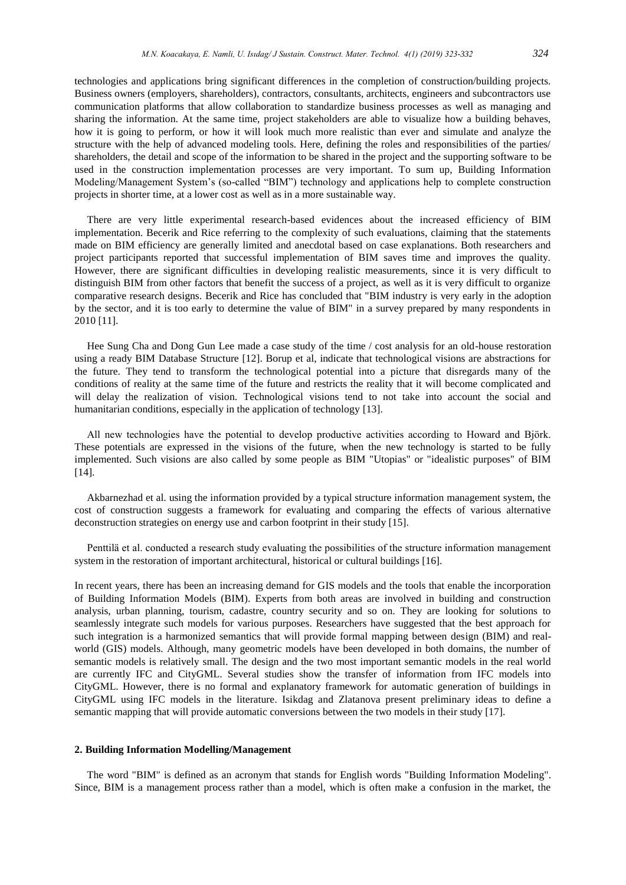technologies and applications bring significant differences in the completion of construction/building projects. Business owners (employers, shareholders), contractors, consultants, architects, engineers and subcontractors use communication platforms that allow collaboration to standardize business processes as well as managing and sharing the information. At the same time, project stakeholders are able to visualize how a building behaves, how it is going to perform, or how it will look much more realistic than ever and simulate and analyze the structure with the help of advanced modeling tools. Here, defining the roles and responsibilities of the parties/ shareholders, the detail and scope of the information to be shared in the project and the supporting software to be used in the construction implementation processes are very important. To sum up, Building Information Modeling/Management System's (so-called "BIM") technology and applications help to complete construction projects in shorter time, at a lower cost as well as in a more sustainable way.

There are very little experimental research-based evidences about the increased efficiency of BIM implementation. Becerik and Rice referring to the complexity of such evaluations, claiming that the statements made on BIM efficiency are generally limited and anecdotal based on case explanations. Both researchers and project participants reported that successful implementation of BIM saves time and improves the quality. However, there are significant difficulties in developing realistic measurements, since it is very difficult to distinguish BIM from other factors that benefit the success of a project, as well as it is very difficult to organize comparative research designs. Becerik and Rice has concluded that "BIM industry is very early in the adoption by the sector, and it is too early to determine the value of BIM" in a survey prepared by many respondents in 2010 [11].

Hee Sung Cha and Dong Gun Lee made a case study of the time / cost analysis for an old-house restoration using a ready BIM Database Structure [12]. Borup et al, indicate that technological visions are abstractions for the future. They tend to transform the technological potential into a picture that disregards many of the conditions of reality at the same time of the future and restricts the reality that it will become complicated and will delay the realization of vision. Technological visions tend to not take into account the social and humanitarian conditions, especially in the application of technology [13].

All new technologies have the potential to develop productive activities according to Howard and Björk. These potentials are expressed in the visions of the future, when the new technology is started to be fully implemented. Such visions are also called by some people as BIM "Utopias" or "idealistic purposes" of BIM [14].

Akbarnezhad et al. using the information provided by a typical structure information management system, the cost of construction suggests a framework for evaluating and comparing the effects of various alternative deconstruction strategies on energy use and carbon footprint in their study [15].

Penttilä et al. conducted a research study evaluating the possibilities of the structure information management system in the restoration of important architectural, historical or cultural buildings [16].

In recent years, there has been an increasing demand for GIS models and the tools that enable the incorporation of Building Information Models (BIM). Experts from both areas are involved in building and construction analysis, urban planning, tourism, cadastre, country security and so on. They are looking for solutions to seamlessly integrate such models for various purposes. Researchers have suggested that the best approach for such integration is a harmonized semantics that will provide formal mapping between design (BIM) and real-world (GIS) models. Although, many geometric models have been developed in both domains, the number of semantic models is relatively small. The design and the two most important semantic models in the real world are currently IFC and CityGML. Several studies show the transfer of information from IFC models into CityGML. However, there is no formal and explanatory framework for automatic generation of buildings in CityGML using IFC models in the literature. Isikdag and Zlatanova present preliminary ideas to define a semantic mapping that will provide automatic conversions between the two models in their study [17].

## 2. Building Information Modelling/Management

The word "BIM" is defined as an acronym that stands for English words "Building Information Modeling". Since, BIM is a management process rather than a model, which is often make a confusion in the market, the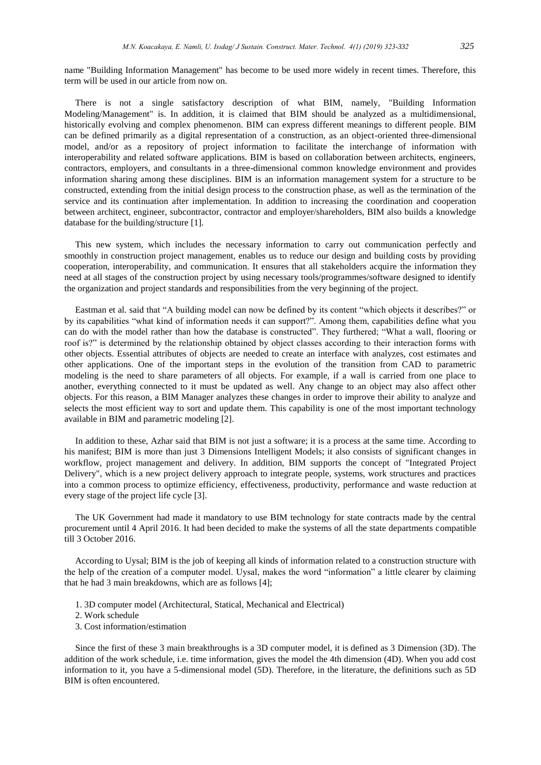name "Building Information Management" has become to be used more widely in recent times. Therefore, this term will be used in our article from now on.

There is not a single satisfactory description of what BIM, namely, "Building Information Modeling/Management" is. In addition, it is claimed that BIM should be analyzed as a multidimensional, historically evolving and complex phenomenon. BIM can express different meanings to different people. BIM can be defined primarily as a digital representation of a construction, as an object-oriented three-dimensional model, and/or as a repository of project information to facilitate the interchange of information with interoperability and related software applications. BIM is based on collaboration between architects, engineers, contractors, employers, and consultants in a three-dimensional common knowledge environment and provides information sharing among these disciplines. BIM is an information management system for a structure to be constructed, extending from the initial design process to the construction phase, as well as the termination of the service and its continuation after implementation. In addition to increasing the coordination and cooperation between architect, engineer, subcontractor, contractor and employer/shareholders, BIM also builds a knowledge database for the building/structure [1].

This new system, which includes the necessary information to carry out communication perfectly and smoothly in construction project management, enables us to reduce our design and building costs by providing cooperation, interoperability, and communication. It ensures that all stakeholders acquire the information they need at all stages of the construction project by using necessary tools/programmes/software designed to identify the organization and project standards and responsibilities from the very beginning of the project.

Eastman et al. said that "A building model can now be defined by its content "which objects it describes?" or by its capabilities "what kind of information needs it can support?". Among them, capabilities define what you can do with the model rather than how the database is constructed". They furthered; "What a wall, flooring or roof is?" is determined by the relationship obtained by object classes according to their interaction forms with other objects. Essential attributes of objects are needed to create an interface with analyzes, cost estimates and other applications. One of the important steps in the evolution of the transition from CAD to parametric modeling is the need to share parameters of all objects. For example, if a wall is carried from one place to another, everything connected to it must be updated as well. Any change to an object may also affect other objects. For this reason, a BIM Manager analyzes these changes in order to improve their ability to analyze and selects the most efficient way to sort and update them. This capability is one of the most important technology available in BIM and parametric modeling [2].

In addition to these, Azhar said that BIM is not just a software; it is a process at the same time. According to his manifest; BIM is more than just 3 Dimensions Intelligent Models; it also consists of significant changes in workflow, project management and delivery. In addition, BIM supports the concept of "Integrated Project Delivery", which is a new project delivery approach to integrate people, systems, work structures and practices into a common process to optimize efficiency, effectiveness, productivity, performance and waste reduction at every stage of the project life cycle [3].

The UK Government had made it mandatory to use BIM technology for state contracts made by the central procurement until 4 April 2016. It had been decided to make the systems of all the state departments compatible till 3 October 2016.

According to Uysal; BIM is the job of keeping all kinds of information related to a construction structure with the help of the creation of a computer model. Uysal, makes the word "information" a little clearer by claiming that he had 3 main breakdowns, which are as follows [4];

1. 3D computer model (Architectural, Statical, Mechanical and Electrical)
2. Work schedule
3. Cost information/estimation

Since the first of these 3 main breakthroughs is a 3D computer model, it is defined as 3 Dimension (3D). The addition of the work schedule, i.e. time information, gives the model the 4th dimension (4D). When you add cost information to it, you have a 5-dimensional model (5D). Therefore, in the literature, the definitions such as 5D BIM is often encountered.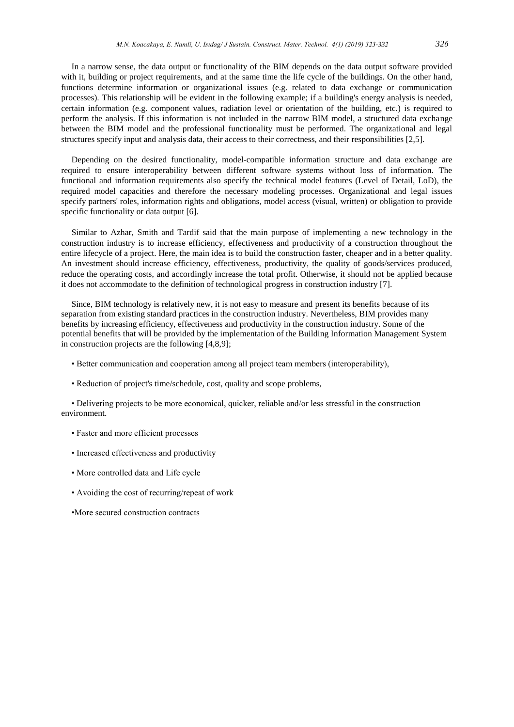In a narrow sense, the data output or functionality of the BIM depends on the data output software provided with it, building or project requirements, and at the same time the life cycle of the buildings. On the other hand, functions determine information or organizational issues (e.g. related to data exchange or communication processes). This relationship will be evident in the following example; if a building's energy analysis is needed, certain information (e.g. component values, radiation level or orientation of the building, etc.) is required to perform the analysis. If this information is not included in the narrow BIM model, a structured data exchange between the BIM model and the professional functionality must be performed. The organizational and legal structures specify input and analysis data, their access to their correctness, and their responsibilities [2,5].

Depending on the desired functionality, model-compatible information structure and data exchange are required to ensure interoperability between different software systems without loss of information. The functional and information requirements also specify the technical model features (Level of Detail, LoD), the required model capacities and therefore the necessary modeling processes. Organizational and legal issues specify partners' roles, information rights and obligations, model access (visual, written) or obligation to provide specific functionality or data output [6].

Similar to Azhar, Smith and Tardif said that the main purpose of implementing a new technology in the construction industry is to increase efficiency, effectiveness and productivity of a construction throughout the entire lifecycle of a project. Here, the main idea is to build the construction faster, cheaper and in a better quality. An investment should increase efficiency, effectiveness, productivity, the quality of goods/services produced, reduce the operating costs, and accordingly increase the total profit. Otherwise, it should not be applied because it does not accommodate to the definition of technological progress in construction industry [7].

Since, BIM technology is relatively new, it is not easy to measure and present its benefits because of its separation from existing standard practices in the construction industry. Nevertheless, BIM provides many benefits by increasing efficiency, effectiveness and productivity in the construction industry. Some of the potential benefits that will be provided by the implementation of the Building Information Management System in construction projects are the following [4,8,9];

- Better communication and cooperation among all project team members (interoperability),
- Reduction of project's time/schedule, cost, quality and scope problems,
- Delivering projects to be more economical, quicker, reliable and/or less stressful in the construction environment.
- Faster and more efficient processes
- Increased effectiveness and productivity
- More controlled data and Life cycle
- Avoiding the cost of recurring/repeat of work
- More secured construction contracts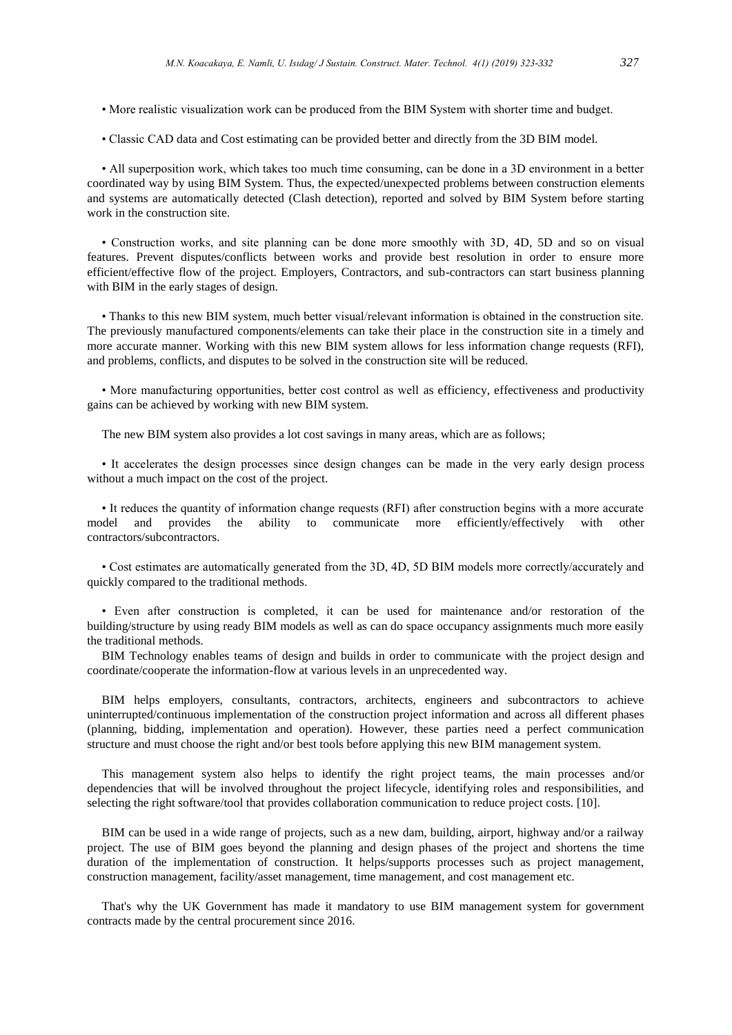• More realistic visualization work can be produced from the BIM System with shorter time and budget.

• Classic CAD data and Cost estimating can be provided better and directly from the 3D BIM model.

• All superposition work, which takes too much time consuming, can be done in a 3D environment in a better coordinated way by using BIM System. Thus, the expected/unexpected problems between construction elements and systems are automatically detected (Clash detection), reported and solved by BIM System before starting work in the construction site.

• Construction works, and site planning can be done more smoothly with 3D, 4D, 5D and so on visual features. Prevent disputes/conflicts between works and provide best resolution in order to ensure more efficient/effective flow of the project. Employers, Contractors, and sub-contractors can start business planning with BIM in the early stages of design.

• Thanks to this new BIM system, much better visual/relevant information is obtained in the construction site. The previously manufactured components/elements can take their place in the construction site in a timely and more accurate manner. Working with this new BIM system allows for less information change requests (RFI), and problems, conflicts, and disputes to be solved in the construction site will be reduced.

• More manufacturing opportunities, better cost control as well as efficiency, effectiveness and productivity gains can be achieved by working with new BIM system.

The new BIM system also provides a lot cost savings in many areas, which are as follows;

• It accelerates the design processes since design changes can be made in the very early design process without a much impact on the cost of the project.

• It reduces the quantity of information change requests (RFI) after construction begins with a more accurate model and provides the ability to communicate more efficiently/effectively with other contractors/subcontractors.

• Cost estimates are automatically generated from the 3D, 4D, 5D BIM models more correctly/accurately and quickly compared to the traditional methods.

• Even after construction is completed, it can be used for maintenance and/or restoration of the building/structure by using ready BIM models as well as can do space occupancy assignments much more easily the traditional methods.

BIM Technology enables teams of design and builds in order to communicate with the project design and coordinate/cooperate the information-flow at various levels in an unprecedented way.

BIM helps employers, consultants, contractors, architects, engineers and subcontractors to achieve uninterrupted/continuous implementation of the construction project information and across all different phases (planning, bidding, implementation and operation). However, these parties need a perfect communication structure and must choose the right and/or best tools before applying this new BIM management system.

This management system also helps to identify the right project teams, the main processes and/or dependencies that will be involved throughout the project lifecycle, identifying roles and responsibilities, and selecting the right software/tool that provides collaboration communication to reduce project costs. [10].

BIM can be used in a wide range of projects, such as a new dam, building, airport, highway and/or a railway project. The use of BIM goes beyond the planning and design phases of the project and shortens the time duration of the implementation of construction. It helps/supports processes such as project management, construction management, facility/asset management, time management, and cost management etc.

That's why the UK Government has made it mandatory to use BIM management system for government contracts made by the central procurement since 2016.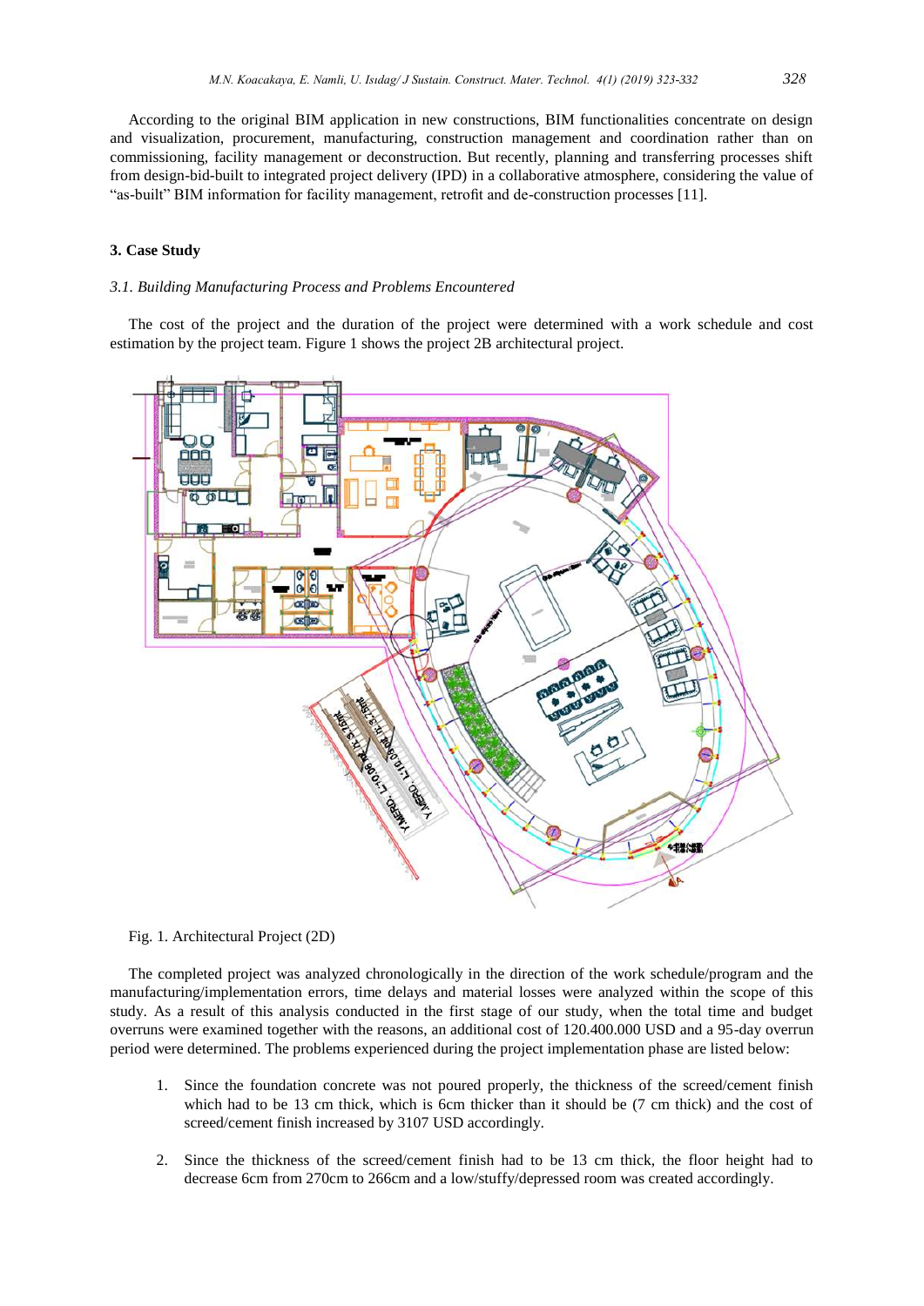According to the original BIM application in new constructions, BIM functionalities concentrate on design and visualization, procurement, manufacturing, construction management and coordination rather than on commissioning, facility management or deconstruction. But recently, planning and transferring processes shift from design-bid-built to integrated project delivery (IPD) in a collaborative atmosphere, considering the value of "as-built" BIM information for facility management, retrofit and de-construction processes [11].

## 3. Case Study

### *3.1. Building Manufacturing Process and Problems Encountered*

The cost of the project and the duration of the project were determined with a work schedule and cost estimation by the project team. Figure 1 shows the project 2B architectural project.

Fig. 1. Architectural Project (2D)

The completed project was analyzed chronologically in the direction of the work schedule/program and the manufacturing/implementation errors, time delays and material losses were analyzed within the scope of this study. As a result of this analysis conducted in the first stage of our study, when the total time and budget overruns were examined together with the reasons, an additional cost of 120.400.000 USD and a 95-day overrun period were determined. The problems experienced during the project implementation phase are listed below:

1. Since the foundation concrete was not poured properly, the thickness of the screed/cement finish which had to be 13 cm thick, which is 6cm thicker than it should be (7 cm thick) and the cost of screed/cement finish increased by 3107 USD accordingly.

2. Since the thickness of the screed/cement finish had to be 13 cm thick, the floor height had to decrease 6cm from 270cm to 266cm and a low/stuffy/depressed room was created accordingly.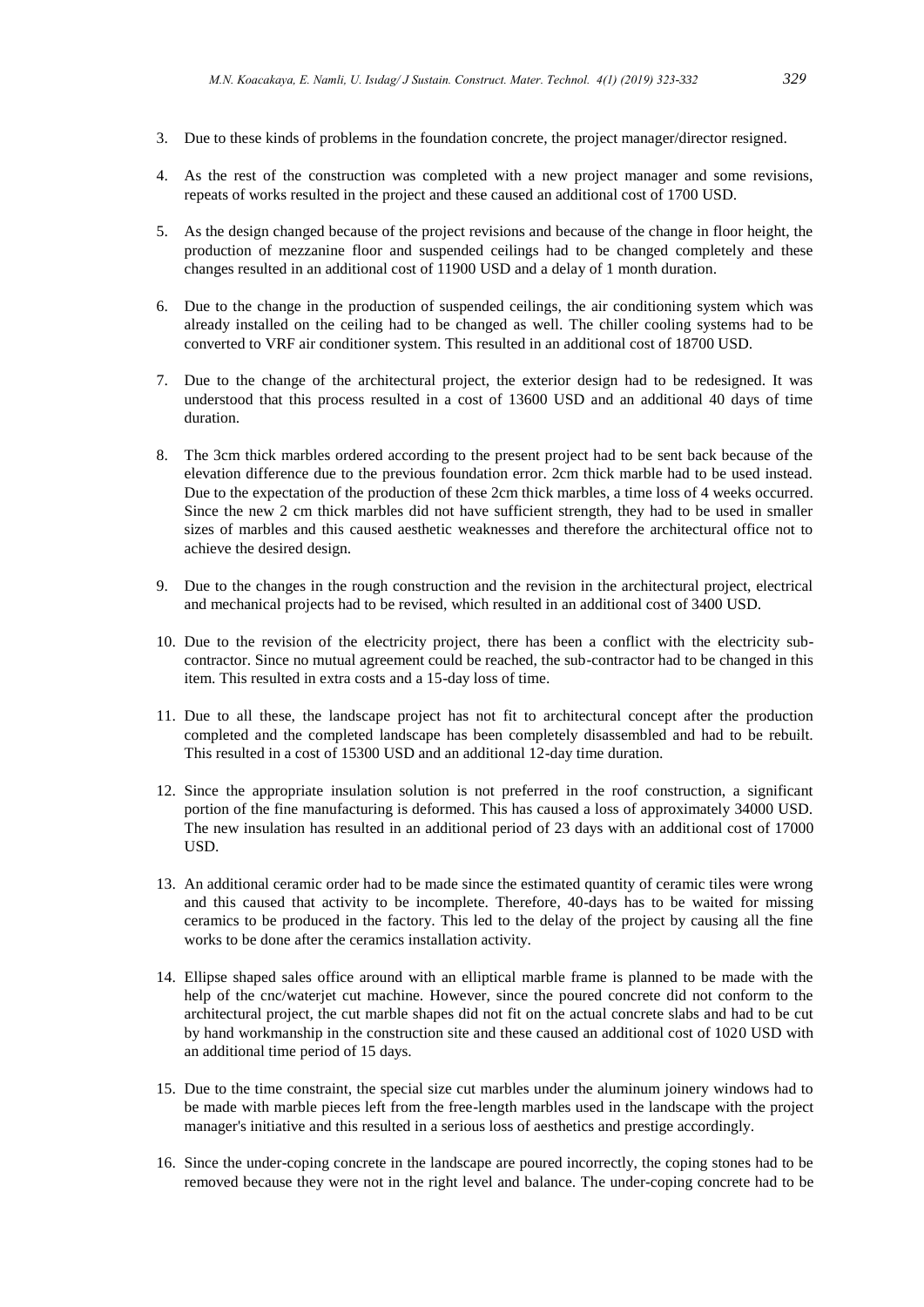3. Due to these kinds of problems in the foundation concrete, the project manager/director resigned.

4. As the rest of the construction was completed with a new project manager and some revisions, repeats of works resulted in the project and these caused an additional cost of 1700 USD.

5. As the design changed because of the project revisions and because of the change in floor height, the production of mezzanine floor and suspended ceilings had to be changed completely and these changes resulted in an additional cost of 11900 USD and a delay of 1 month duration.

6. Due to the change in the production of suspended ceilings, the air conditioning system which was already installed on the ceiling had to be changed as well. The chiller cooling systems had to be converted to VRF air conditioner system. This resulted in an additional cost of 18700 USD.

7. Due to the change of the architectural project, the exterior design had to be redesigned. It was understood that this process resulted in a cost of 13600 USD and an additional 40 days of time duration.

8. The 3cm thick marbles ordered according to the present project had to be sent back because of the elevation difference due to the previous foundation error. 2cm thick marble had to be used instead. Due to the expectation of the production of these 2cm thick marbles, a time loss of 4 weeks occurred. Since the new 2 cm thick marbles did not have sufficient strength, they had to be used in smaller sizes of marbles and this caused aesthetic weaknesses and therefore the architectural office not to achieve the desired design.

9. Due to the changes in the rough construction and the revision in the architectural project, electrical and mechanical projects had to be revised, which resulted in an additional cost of 3400 USD.

10. Due to the revision of the electricity project, there has been a conflict with the electricity sub-contractor. Since no mutual agreement could be reached, the sub-contractor had to be changed in this item. This resulted in extra costs and a 15-day loss of time.

11. Due to all these, the landscape project has not fit to architectural concept after the production completed and the completed landscape has been completely disassembled and had to be rebuilt. This resulted in a cost of 15300 USD and an additional 12-day time duration.

12. Since the appropriate insulation solution is not preferred in the roof construction, a significant portion of the fine manufacturing is deformed. This has caused a loss of approximately 34000 USD. The new insulation has resulted in an additional period of 23 days with an additional cost of 17000 USD.

13. An additional ceramic order had to be made since the estimated quantity of ceramic tiles were wrong and this caused that activity to be incomplete. Therefore, 40-days has to be waited for missing ceramics to be produced in the factory. This led to the delay of the project by causing all the fine works to be done after the ceramics installation activity.

14. Ellipse shaped sales office around with an elliptical marble frame is planned to be made with the help of the cnc/waterjet cut machine. However, since the poured concrete did not conform to the architectural project, the cut marble shapes did not fit on the actual concrete slabs and had to be cut by hand workmanship in the construction site and these caused an additional cost of 1020 USD with an additional time period of 15 days.

15. Due to the time constraint, the special size cut marbles under the aluminum joinery windows had to be made with marble pieces left from the free-length marbles used in the landscape with the project manager's initiative and this resulted in a serious loss of aesthetics and prestige accordingly.

16. Since the under-coping concrete in the landscape are poured incorrectly, the coping stones had to be removed because they were not in the right level and balance. The under-coping concrete had to be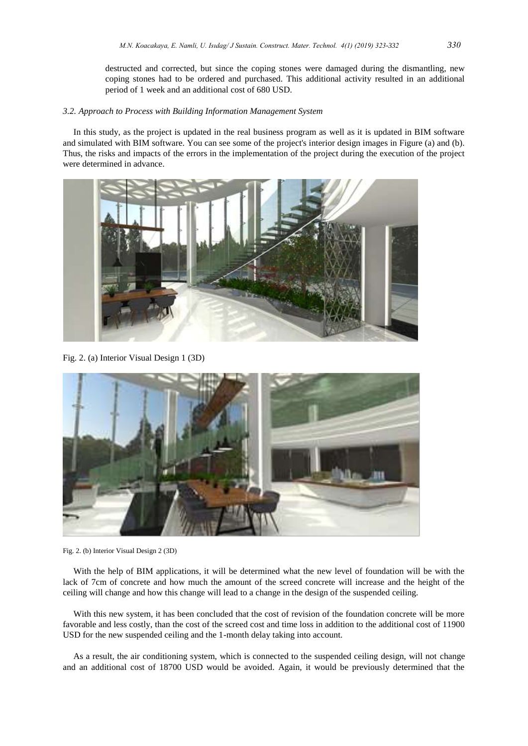destructed and corrected, but since the coping stones were damaged during the dismantling, new coping stones had to be ordered and purchased. This additional activity resulted in an additional period of 1 week and an additional cost of 680 USD.

### *3.2. Approach to Process with Building Information Management System*

In this study, as the project is updated in the real business program as well as it is updated in BIM software and simulated with BIM software. You can see some of the project's interior design images in Figure (a) and (b). Thus, the risks and impacts of the errors in the implementation of the project during the execution of the project were determined in advance.

Fig. 2. (a) Interior Visual Design 1 (3D)

Fig. 2. (b) Interior Visual Design 2 (3D)

With the help of BIM applications, it will be determined what the new level of foundation will be with the lack of 7cm of concrete and how much the amount of the screed concrete will increase and the height of the ceiling will change and how this change will lead to a change in the design of the suspended ceiling.

With this new system, it has been concluded that the cost of revision of the foundation concrete will be more favorable and less costly, than the cost of the screed cost and time loss in addition to the additional cost of 11900 USD for the new suspended ceiling and the 1-month delay taking into account.

As a result, the air conditioning system, which is connected to the suspended ceiling design, will not change and an additional cost of 18700 USD would be avoided. Again, it would be previously determined that the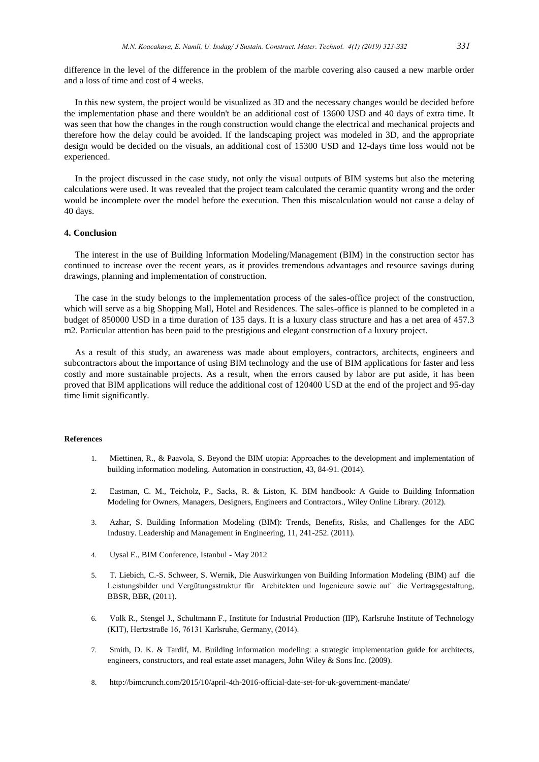difference in the level of the difference in the problem of the marble covering also caused a new marble order and a loss of time and cost of 4 weeks.

In this new system, the project would be visualized as 3D and the necessary changes would be decided before the implementation phase and there wouldn't be an additional cost of 13600 USD and 40 days of extra time. It was seen that how the changes in the rough construction would change the electrical and mechanical projects and therefore how the delay could be avoided. If the landscaping project was modeled in 3D, and the appropriate design would be decided on the visuals, an additional cost of 15300 USD and 12-days time loss would not be experienced.

In the project discussed in the case study, not only the visual outputs of BIM systems but also the metering calculations were used. It was revealed that the project team calculated the ceramic quantity wrong and the order would be incomplete over the model before the execution. Then this miscalculation would not cause a delay of 40 days.

## 4. Conclusion

The interest in the use of Building Information Modeling/Management (BIM) in the construction sector has continued to increase over the recent years, as it provides tremendous advantages and resource savings during drawings, planning and implementation of construction.

The case in the study belongs to the implementation process of the sales-office project of the construction, which will serve as a big Shopping Mall, Hotel and Residences. The sales-office is planned to be completed in a budget of 850000 USD in a time duration of 135 days. It is a luxury class structure and has a net area of 457.3 m2. Particular attention has been paid to the prestigious and elegant construction of a luxury project.

As a result of this study, an awareness was made about employers, contractors, architects, engineers and subcontractors about the importance of using BIM technology and the use of BIM applications for faster and less costly and more sustainable projects. As a result, when the errors caused by labor are put aside, it has been proved that BIM applications will reduce the additional cost of 120400 USD at the end of the project and 95-day time limit significantly.

## References

1. Miettinen, R., & Paavola, S. Beyond the BIM utopia: Approaches to the development and implementation of building information modeling. Automation in construction, 43, 84-91. (2014).
2. Eastman, C. M., Teicholz, P., Sacks, R. & Liston, K. BIM handbook: A Guide to Building Information Modeling for Owners, Managers, Designers, Engineers and Contractors., Wiley Online Library. (2012).
3. Azhar, S. Building Information Modeling (BIM): Trends, Benefits, Risks, and Challenges for the AEC Industry. Leadership and Management in Engineering, 11, 241-252. (2011).
4. Uysal E., BIM Conference, Istanbul - May 2012
5. T. Liebich, C.-S. Schweer, S. Wernik, Die Auswirkungen von Building Information Modeling (BIM) auf die Leistungsbilder und Vergütungsstruktur für Architekten und Ingenieure sowie auf die Vertragsgestaltung, BBSR, BBR, (2011).
6. Volk R., Stengel J., Schultmann F., Institute for Industrial Production (IIP), Karlsruhe Institute of Technology (KIT), Hertzstraße 16, 76131 Karlsruhe, Germany, (2014).
7. Smith, D. K. & Tardif, M. Building information modeling: a strategic implementation guide for architects, engineers, constructors, and real estate asset managers, John Wiley & Sons Inc. (2009).
8. http://bimcrunch.com/2015/10/april-4th-2016-official-date-set-for-uk-government-mandate/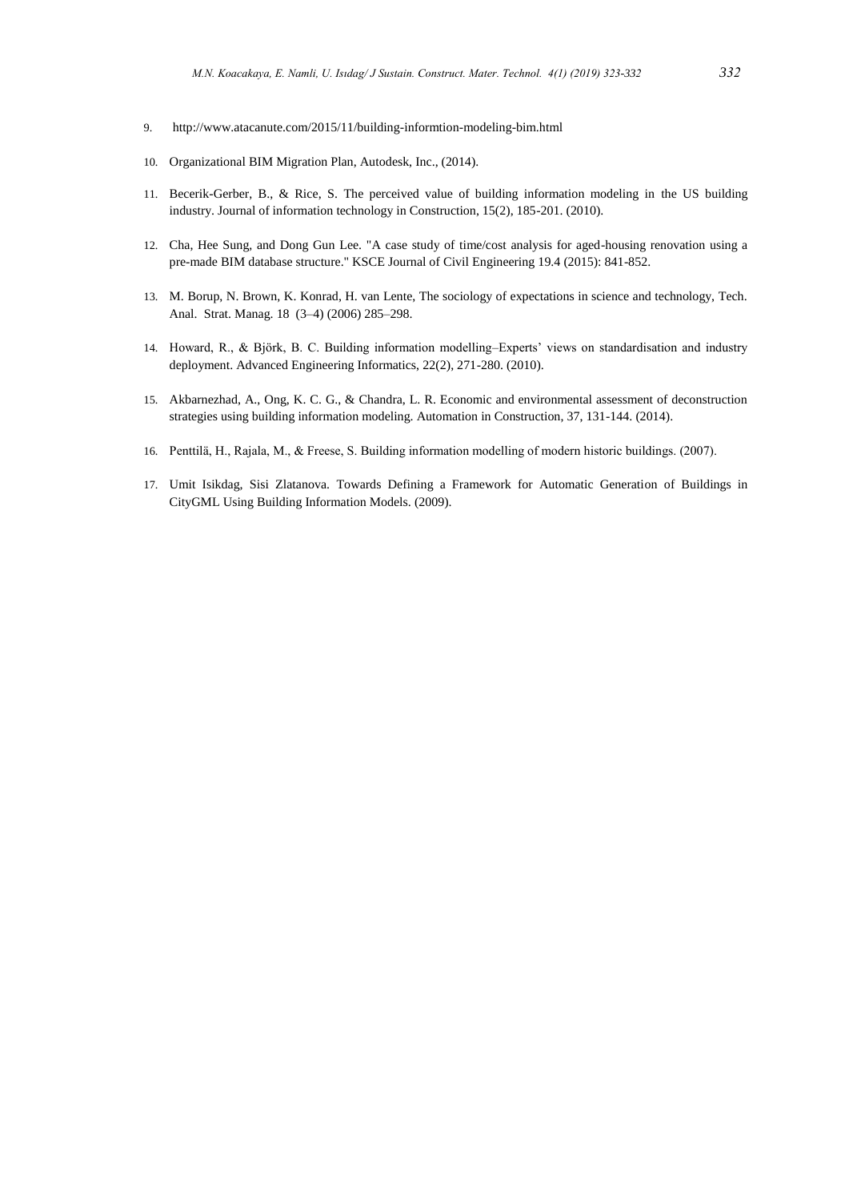9. http://www.atacanute.com/2015/11/building-informtion-modeling-bim.html
10. Organizational BIM Migration Plan, Autodesk, Inc., (2014).
11. Becerik-Gerber, B., & Rice, S. The perceived value of building information modeling in the US building industry. Journal of information technology in Construction, 15(2), 185-201. (2010).
12. Cha, Hee Sung, and Dong Gun Lee. "A case study of time/cost analysis for aged-housing renovation using a pre-made BIM database structure." KSCE Journal of Civil Engineering 19.4 (2015): 841-852.
13. M. Borup, N. Brown, K. Konrad, H. van Lente, The sociology of expectations in science and technology, Tech. Anal. Strat. Manag. 18 (3–4) (2006) 285–298.
14. Howard, R., & Björk, B. C. Building information modelling–Experts' views on standardisation and industry deployment. Advanced Engineering Informatics, 22(2), 271-280. (2010).
15. Akbarnezhad, A., Ong, K. C. G., & Chandra, L. R. Economic and environmental assessment of deconstruction strategies using building information modeling. Automation in Construction, 37, 131-144. (2014).
16. Penttilä, H., Rajala, M., & Freese, S. Building information modelling of modern historic buildings. (2007).
17. Umit Isikdag, Sisi Zlatanova. Towards Defining a Framework for Automatic Generation of Buildings in CityGML Using Building Information Models. (2009).